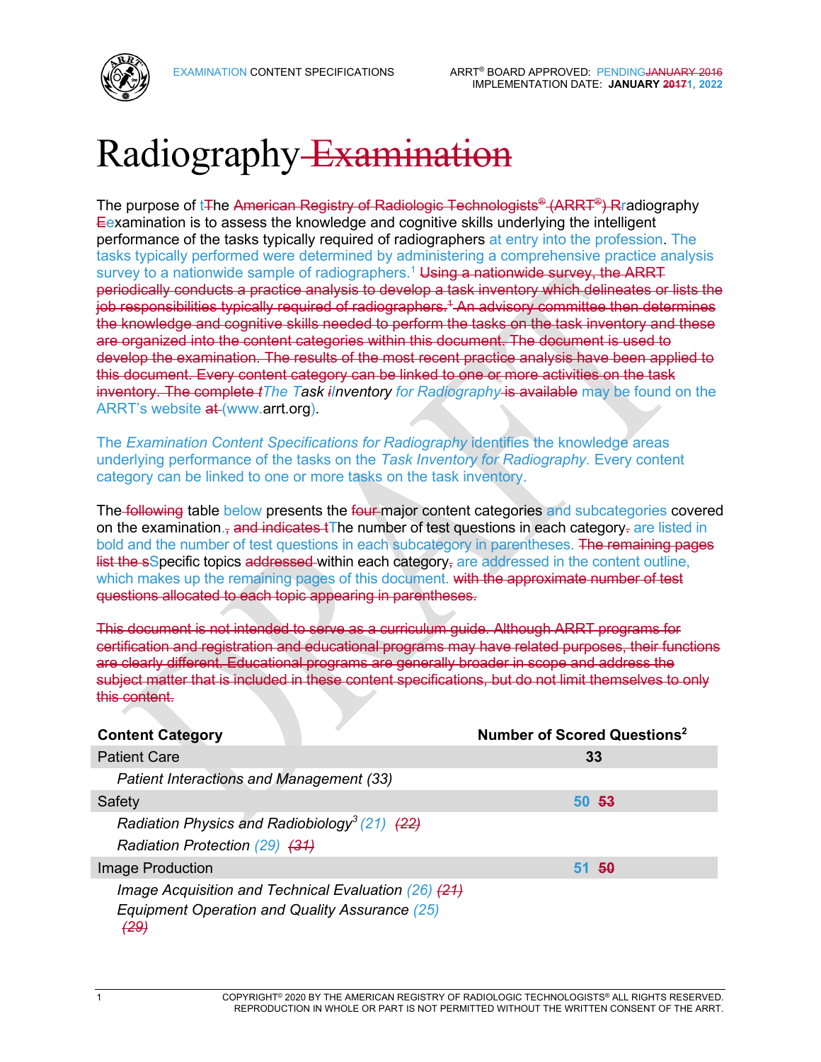# Radiography ~~Examination~~

The purpose of t~~T~~he ~~American Registry of Radiologic Technologists® (ARRT®) R~~radiography ~~E~~examination is to assess the knowledge and cognitive skills underlying the intelligent performance of the tasks typically required of radiographers at entry into the profession. The tasks typically performed were determined by administering a comprehensive practice analysis survey to a nationwide sample of radiographers.[1] ~~Using a nationwide survey, the ARRT periodically conducts a practice analysis to develop a task inventory which delineates or lists the job responsibilities typically required of radiographers.[1] An advisory committee then determines the knowledge and cognitive skills needed to perform the tasks on the task inventory and these are organized into the content categories within this document. The document is used to develop the examination. The results of the most recent practice analysis have been applied to this document. Every content category can be linked to one or more activities on the task inventory. The complete t~~*The T*ask ~~i~~*Inventory for Radiography* ~~is available~~ may be found on the ARRT's website ~~at~~ (www.arrt.org).

The *Examination Content Specifications for Radiography* identifies the knowledge areas underlying performance of the tasks on the *Task Inventory for Radiography*. Every content category can be linked to one or more tasks on the task inventory.

The ~~following~~ table below presents the ~~four~~ major content categories and subcategories covered on the examination.~~,~~ ~~and indicates t~~The number of test questions in each category~~.~~ are listed in bold and the number of test questions in each subcategory in parentheses. ~~The remaining pages list the s~~Specific topics ~~addressed~~ within each category~~,~~ are addressed in the content outline, which makes up the remaining pages of this document. ~~with the approximate number of test questions allocated to each topic appearing in parentheses.~~

~~This document is not intended to serve as a curriculum guide. Although ARRT programs for certification and registration and educational programs may have related purposes, their functions are clearly different. Educational programs are generally broader in scope and address the subject matter that is included in these content specifications, but do not limit themselves to only this content.~~

| Content Category | Number of Scored Questions[2] |
| --- | --- |
| Patient Care | **33** |
| *Patient Interactions and Management (33)* | |
| Safety | **50** ~~**53**~~ |
| *Radiation Physics and Radiobiology[3] (21) ~~(22)~~* | |
| *Radiation Protection (29) ~~(31)~~* | |
| Image Production | **51** ~~**50**~~ |
| *Image Acquisition and Technical Evaluation (26) ~~(21)~~* | |
| *Equipment Operation and Quality Assurance (25) ~~(29)~~* | |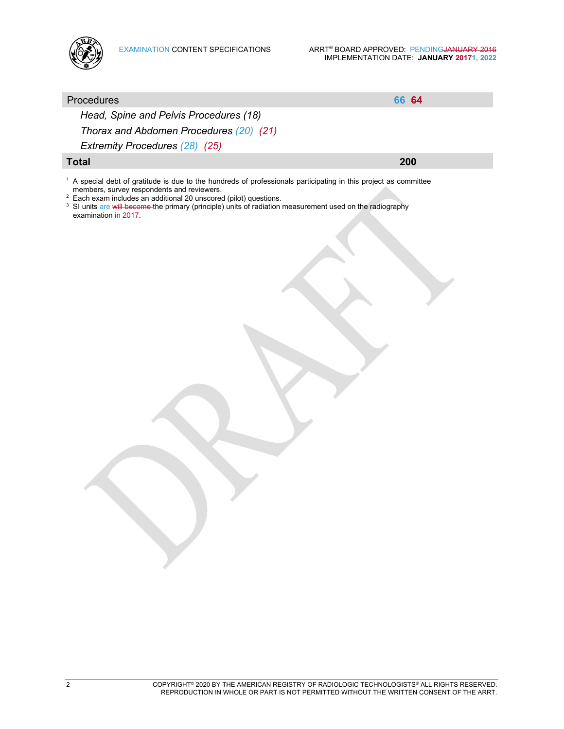| Procedures | 66 ~~64~~ |
| --- | --- |
| *Head, Spine and Pelvis Procedures (18)* | |
| *Thorax and Abdomen Procedures (20) ~~(21)~~* | |
| *Extremity Procedures (28) ~~(25)~~* | |
| **Total** | **200** |

[1] A special debt of gratitude is due to the hundreds of professionals participating in this project as committee members, survey respondents and reviewers.

[2] Each exam includes an additional 20 unscored (pilot) questions.

[3] SI units are ~~will become~~ the primary (principle) units of radiation measurement used on the radiography examination ~~in 2017~~.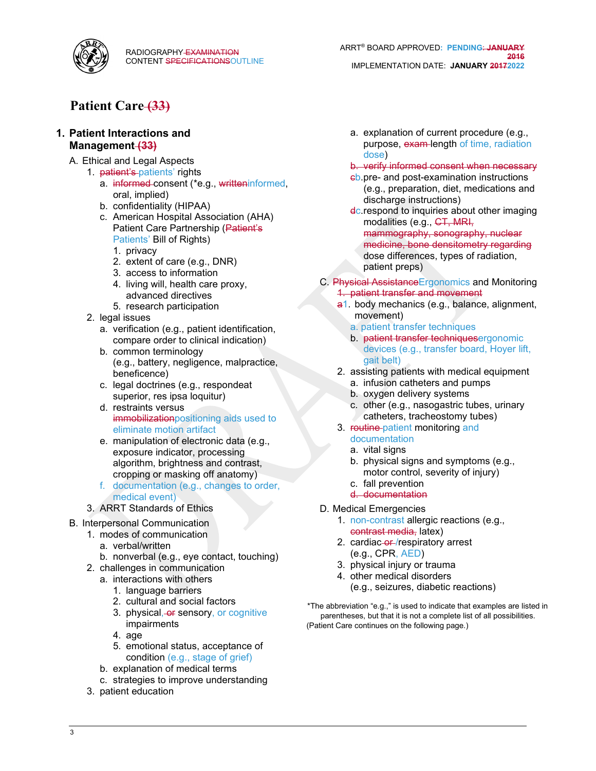# Patient Care ~~(33)~~

## 1. Patient Interactions and Management ~~(33)~~

A. Ethical and Legal Aspects

1. ~~patient's~~ patients' rights
   a. ~~informed~~ consent (*e.g., ~~written~~informed, oral, implied)
   b. confidentiality (HIPAA)
   c. American Hospital Association (AHA) Patient Care Partnership (~~Patient's~~ Patients' Bill of Rights)
      1. privacy
      2. extent of care (e.g., DNR)
      3. access to information
      4. living will, health care proxy, advanced directives
      5. research participation
2. legal issues
   a. verification (e.g., patient identification, compare order to clinical indication)
   b. common terminology (e.g., battery, negligence, malpractice, beneficence)
   c. legal doctrines (e.g., respondeat superior, res ipsa loquitur)
   d. restraints versus ~~immobilization~~positioning aids used to eliminate motion artifact
   e. manipulation of electronic data (e.g., exposure indicator, processing algorithm, brightness and contrast, cropping or masking off anatomy)
   f. documentation (e.g., changes to order, medical event)
3. ARRT Standards of Ethics

B. Interpersonal Communication

1. modes of communication
   a. verbal/written
   b. nonverbal (e.g., eye contact, touching)
2. challenges in communication
   a. interactions with others
      1. language barriers
      2. cultural and social factors
      3. physical, ~~or~~ sensory, or cognitive impairments
      4. age
      5. emotional status, acceptance of condition (e.g., stage of grief)
   b. explanation of medical terms
   c. strategies to improve understanding
3. patient education
   a. explanation of current procedure (e.g., purpose, ~~exam~~ length of time, radiation dose)
   ~~b. verify informed consent when necessary~~
   ~~c~~b. pre- and post-examination instructions (e.g., preparation, diet, medications and discharge instructions)
   ~~d~~c. respond to inquiries about other imaging modalities (e.g., ~~CT, MRI, mammography, sonography, nuclear medicine, bone densitometry regarding~~ dose differences, types of radiation, patient preps)

C. ~~Physical Assistance~~Ergonomics and Monitoring

~~1. patient transfer and movement~~

~~a~~1. body mechanics (e.g., balance, alignment, movement)
   a. patient transfer techniques
   b. ~~patient transfer techniques~~ergonomic devices (e.g., transfer board, Hoyer lift, gait belt)
2. assisting patients with medical equipment
   a. infusion catheters and pumps
   b. oxygen delivery systems
   c. other (e.g., nasogastric tubes, urinary catheters, tracheostomy tubes)
3. ~~routine~~ patient monitoring and documentation
   a. vital signs
   b. physical signs and symptoms (e.g., motor control, severity of injury)
   c. fall prevention
   ~~d. documentation~~

D. Medical Emergencies

1. non-contrast allergic reactions (e.g., ~~contrast media,~~ latex)
2. cardiac ~~or~~ /respiratory arrest (e.g., CPR, AED)
3. physical injury or trauma
4. other medical disorders (e.g., seizures, diabetic reactions)

*The abbreviation "e.g.," is used to indicate that examples are listed in parentheses, but that it is not a complete list of all possibilities.

(Patient Care continues on the following page.)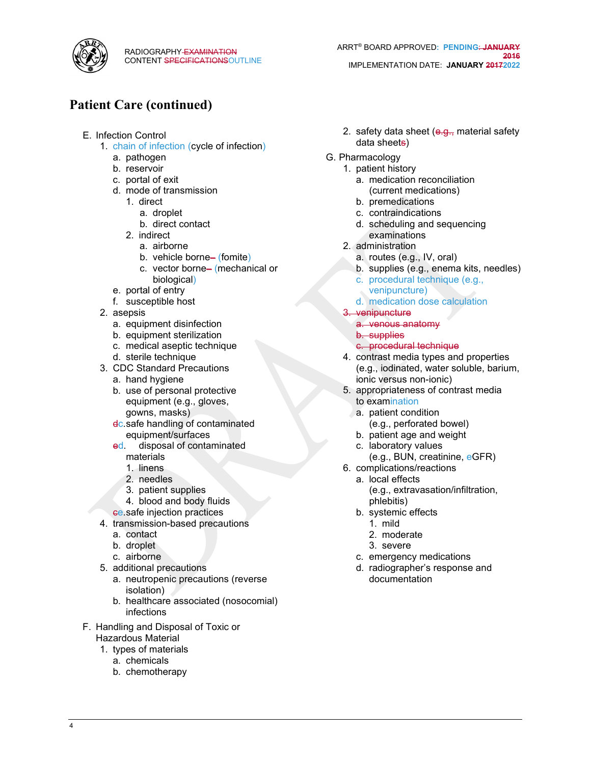## Patient Care (continued)

- E. Infection Control
  - 1. chain of infection (cycle of infection)
    - a. pathogen
    - b. reservoir
    - c. portal of exit
    - d. mode of transmission
      - 1. direct
        - a. droplet
        - b. direct contact
      - 2. indirect
        - a. airborne
        - b. vehicle borne~~ -~~ (fomite)
        - c. vector borne~~ -~~ (mechanical or biological)
    - e. portal of entry
    - f. susceptible host
  - 2. asepsis
    - a. equipment disinfection
    - b. equipment sterilization
    - c. medical aseptic technique
    - d. sterile technique
  - 3. CDC Standard Precautions
    - a. hand hygiene
    - b. use of personal protective equipment (e.g., gloves, gowns, masks)
    - ~~d~~c. safe handling of contaminated equipment/surfaces
    - ~~e~~d. disposal of contaminated materials
      - 1. linens
      - 2. needles
      - 3. patient supplies
      - 4. blood and body fluids
    - ~~c~~e. safe injection practices
  - 4. transmission-based precautions
    - a. contact
    - b. droplet
    - c. airborne
  - 5. additional precautions
    - a. neutropenic precautions (reverse isolation)
    - b. healthcare associated (nosocomial) infections
- F. Handling and Disposal of Toxic or Hazardous Material
  - 1. types of materials
    - a. chemicals
    - b. chemotherapy
  - 2. safety data sheet (~~e.g.,~~ material safety data sheet~~s~~)
- G. Pharmacology
  - 1. patient history
    - a. medication reconciliation (current medications)
    - b. premedications
    - c. contraindications
    - d. scheduling and sequencing examinations
  - 2. administration
    - a. routes (e.g., IV, oral)
    - b. supplies (e.g., enema kits, needles)
    - c. procedural technique (e.g., venipuncture)
    - d. medication dose calculation
  - ~~3. venipuncture~~
    - ~~a. venous anatomy~~
    - ~~b. supplies~~
    - ~~c. procedural technique~~
  - 4. contrast media types and properties (e.g., iodinated, water soluble, barium, ionic versus non-ionic)
  - 5. appropriateness of contrast media to examination
    - a. patient condition (e.g., perforated bowel)
    - b. patient age and weight
    - c. laboratory values (e.g., BUN, creatinine, eGFR)
  - 6. complications/reactions
    - a. local effects (e.g., extravasation/infiltration, phlebitis)
    - b. systemic effects
      - 1. mild
      - 2. moderate
      - 3. severe
    - c. emergency medications
    - d. radiographer's response and documentation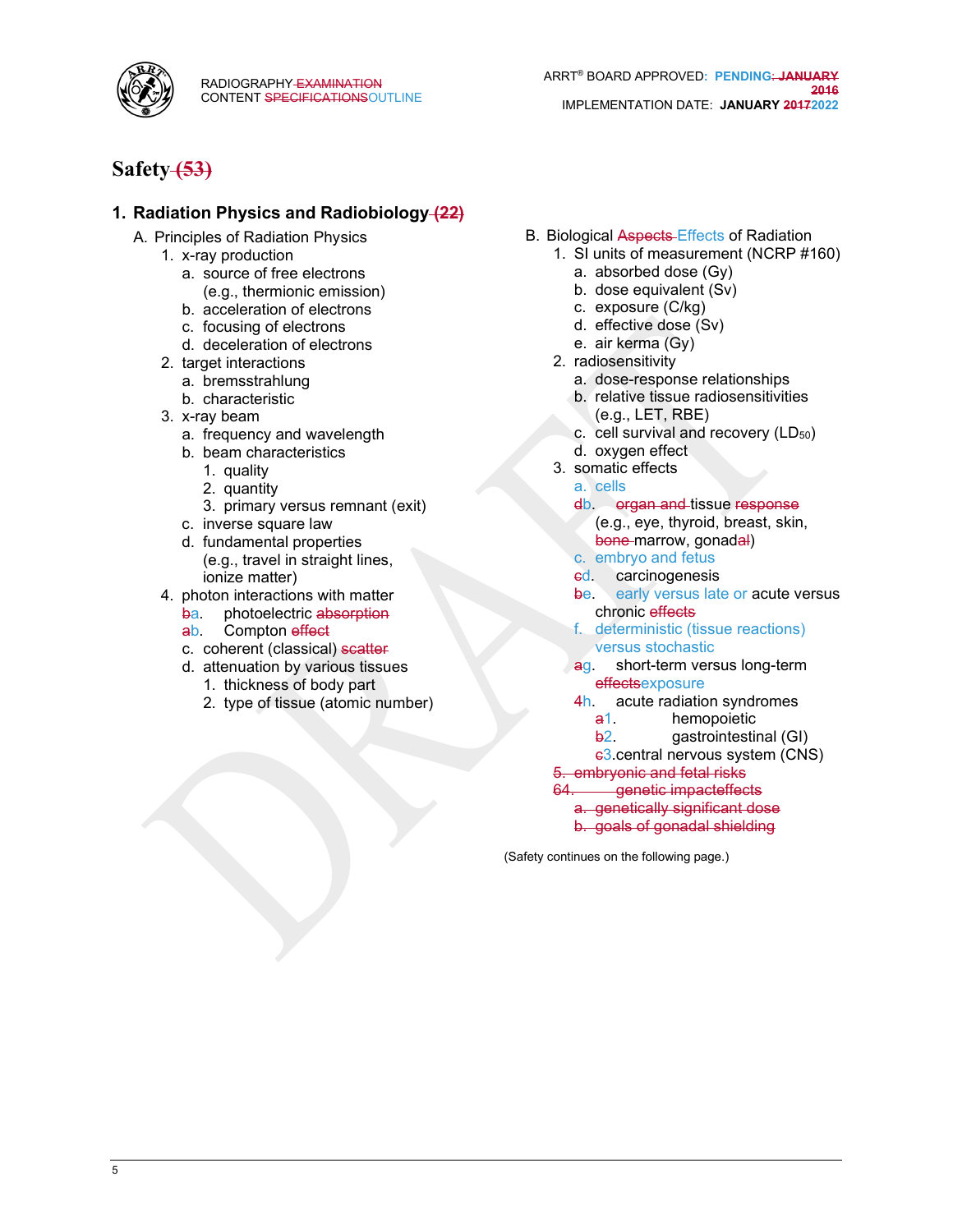# Safety ~~(53)~~

## 1. Radiation Physics and Radiobiology ~~(22)~~

A. Principles of Radiation Physics

- 1. x-ray production
  - a. source of free electrons (e.g., thermionic emission)
  - b. acceleration of electrons
  - c. focusing of electrons
  - d. deceleration of electrons
- 2. target interactions
  - a. bremsstrahlung
  - b. characteristic
- 3. x-ray beam
  - a. frequency and wavelength
  - b. beam characteristics
    - 1. quality
    - 2. quantity
    - 3. primary versus remnant (exit)
  - c. inverse square law
  - d. fundamental properties (e.g., travel in straight lines, ionize matter)
- 4. photon interactions with matter
  - ~~b~~a. photoelectric ~~absorption~~
  - ~~a~~b. Compton ~~effect~~
  - c. coherent (classical) ~~scatter~~
  - d. attenuation by various tissues
    - 1. thickness of body part
    - 2. type of tissue (atomic number)

B. Biological ~~Aspects~~ Effects of Radiation

- 1. SI units of measurement (NCRP #160)
  - a. absorbed dose (Gy)
  - b. dose equivalent (Sv)
  - c. exposure (C/kg)
  - d. effective dose (Sv)
  - e. air kerma (Gy)
- 2. radiosensitivity
  - a. dose-response relationships
  - b. relative tissue radiosensitivities (e.g., LET, RBE)
  - c. cell survival and recovery ($LD_{50}$)
  - d. oxygen effect
- 3. somatic effects
  - a. cells
  - ~~d~~b. ~~organ and~~ tissue ~~response~~ (e.g., eye, thyroid, breast, skin, ~~bone~~ marrow, gonada~~l~~)
  - c. embryo and fetus
  - ~~c~~d. carcinogenesis
  - ~~b~~e. early versus late or acute versus chronic ~~effects~~
  - f. deterministic (tissue reactions) versus stochastic
  - ~~a~~g. short-term versus long-term ~~effects~~exposure
  - ~~4~~h. acute radiation syndromes
    - ~~a~~1. hemopoietic
    - ~~b~~2. gastrointestinal (GI)
    - ~~c~~3. central nervous system (CNS)
- ~~5. embryonic and fetal risks~~
- ~~64. genetic impacteffects~~
  - ~~a. genetically significant dose~~
  - ~~b. goals of gonadal shielding~~

(Safety continues on the following page.)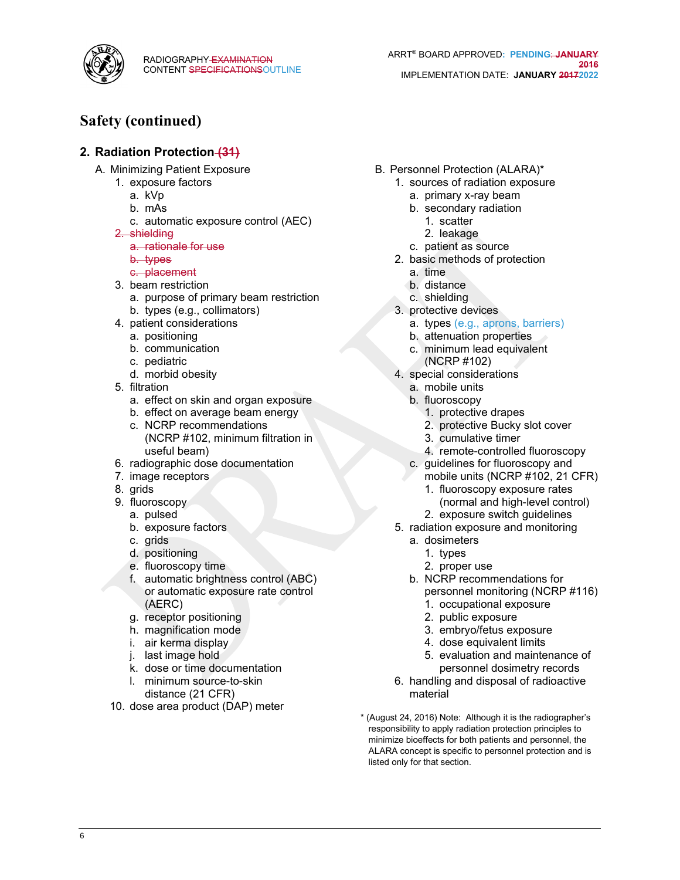## Safety (continued)

### 2. Radiation Protection ~~(31)~~

A. Minimizing Patient Exposure

1. exposure factors
   a. kVp
   b. mAs
   c. automatic exposure control (AEC)
2. ~~shielding~~
   ~~a. rationale for use~~
   ~~b. types~~
   ~~c. placement~~
3. beam restriction
   a. purpose of primary beam restriction
   b. types (e.g., collimators)
4. patient considerations
   a. positioning
   b. communication
   c. pediatric
   d. morbid obesity
5. filtration
   a. effect on skin and organ exposure
   b. effect on average beam energy
   c. NCRP recommendations (NCRP #102, minimum filtration in useful beam)
6. radiographic dose documentation
7. image receptors
8. grids
9. fluoroscopy
   a. pulsed
   b. exposure factors
   c. grids
   d. positioning
   e. fluoroscopy time
   f. automatic brightness control (ABC) or automatic exposure rate control (AERC)
   g. receptor positioning
   h. magnification mode
   i. air kerma display
   j. last image hold
   k. dose or time documentation
   l. minimum source-to-skin distance (21 CFR)
10. dose area product (DAP) meter

B. Personnel Protection (ALARA)*

1. sources of radiation exposure
   a. primary x-ray beam
   b. secondary radiation
      1. scatter
      2. leakage
   c. patient as source
2. basic methods of protection
   a. time
   b. distance
   c. shielding
3. protective devices
   a. types (e.g., aprons, barriers)
   b. attenuation properties
   c. minimum lead equivalent (NCRP #102)
4. special considerations
   a. mobile units
   b. fluoroscopy
      1. protective drapes
      2. protective Bucky slot cover
      3. cumulative timer
      4. remote-controlled fluoroscopy
   c. guidelines for fluoroscopy and mobile units (NCRP #102, 21 CFR)
      1. fluoroscopy exposure rates (normal and high-level control)
      2. exposure switch guidelines
5. radiation exposure and monitoring
   a. dosimeters
      1. types
      2. proper use
   b. NCRP recommendations for personnel monitoring (NCRP #116)
      1. occupational exposure
      2. public exposure
      3. embryo/fetus exposure
      4. dose equivalent limits
      5. evaluation and maintenance of personnel dosimetry records
6. handling and disposal of radioactive material

* (August 24, 2016) Note: Although it is the radiographer's responsibility to apply radiation protection principles to minimize bioeffects for both patients and personnel, the ALARA concept is specific to personnel protection and is listed only for that section.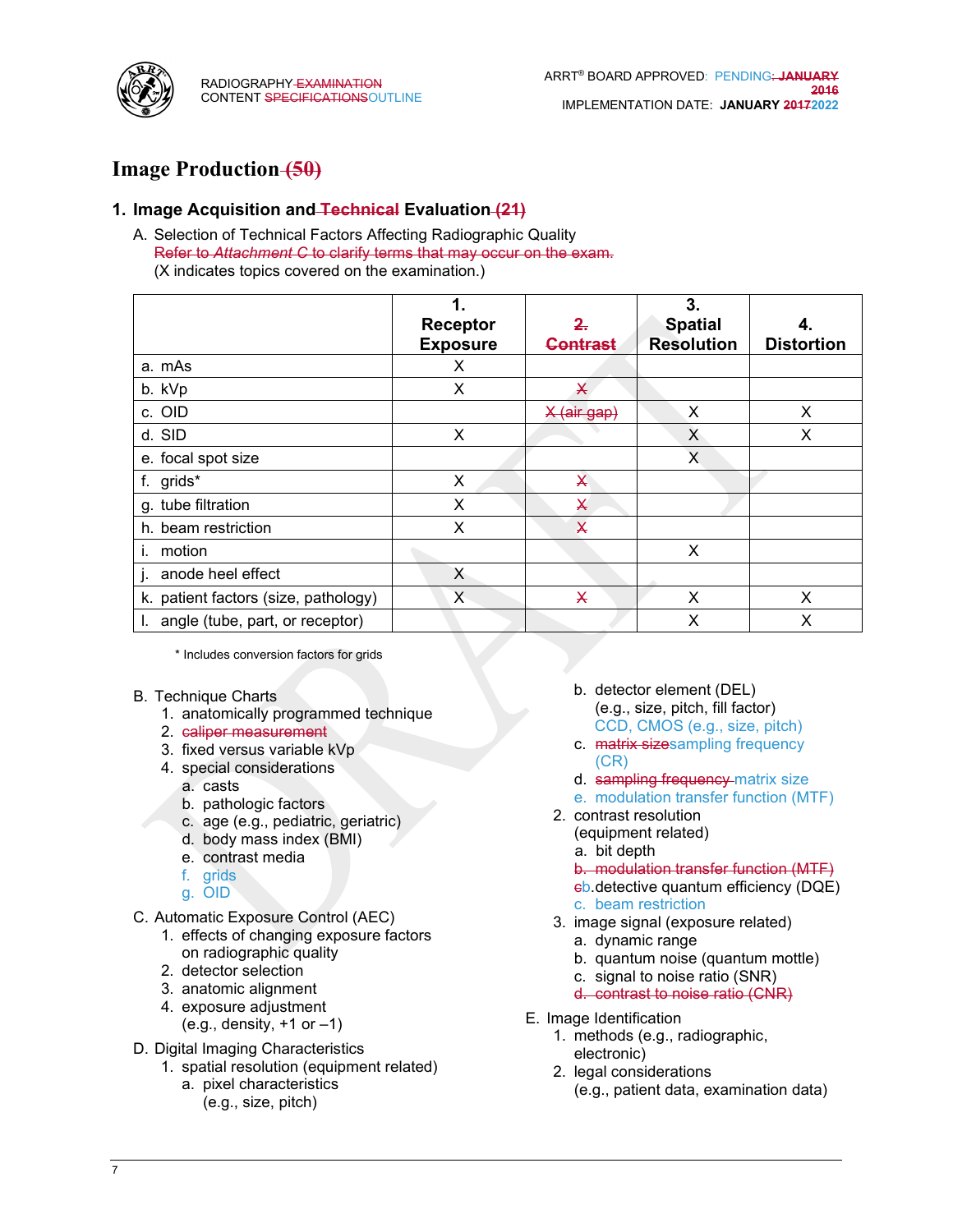# Image Production ~~(50)~~

## 1. Image Acquisition and ~~Technical~~ Evaluation ~~(21)~~

A. Selection of Technical Factors Affecting Radiographic Quality
~~Refer to *Attachment C* to clarify terms that may occur on the exam.~~
(X indicates topics covered on the examination.)

| | 1. Receptor Exposure | ~~2. Contrast~~ | 3. Spatial Resolution | 4. Distortion |
|---|---|---|---|---|
| a. mAs | X | | | |
| b. kVp | X | ~~X~~ | | |
| c. OID | | ~~X (air gap)~~ | X | X |
| d. SID | X | | X | X |
| e. focal spot size | | | X | |
| f. grids* | X | ~~X~~ | | |
| g. tube filtration | X | ~~X~~ | | |
| h. beam restriction | X | ~~X~~ | | |
| i. motion | | | X | |
| j. anode heel effect | X | | | |
| k. patient factors (size, pathology) | X | ~~X~~ | X | X |
| l. angle (tube, part, or receptor) | | | X | X |

\* Includes conversion factors for grids

B. Technique Charts
1. anatomically programmed technique
2. ~~caliper measurement~~
3. fixed versus variable kVp
4. special considerations
   a. casts
   b. pathologic factors
   c. age (e.g., pediatric, geriatric)
   d. body mass index (BMI)
   e. contrast media
   f. grids
   g. OID

C. Automatic Exposure Control (AEC)
1. effects of changing exposure factors on radiographic quality
2. detector selection
3. anatomic alignment
4. exposure adjustment (e.g., density, +1 or –1)

D. Digital Imaging Characteristics
1. spatial resolution (equipment related)
   a. pixel characteristics (e.g., size, pitch)
   b. detector element (DEL) (e.g., size, pitch, fill factor) CCD, CMOS (e.g., size, pitch)
   c. ~~matrix size~~sampling frequency (CR)
   d. ~~sampling frequency~~ matrix size
   e. modulation transfer function (MTF)
2. contrast resolution (equipment related)
   a. bit depth
   ~~b. modulation transfer function (MTF)~~
   ~~c~~b. detective quantum efficiency (DQE)
   c. beam restriction
3. image signal (exposure related)
   a. dynamic range
   b. quantum noise (quantum mottle)
   c. signal to noise ratio (SNR)
   ~~d. contrast to noise ratio (CNR)~~

E. Image Identification
1. methods (e.g., radiographic, electronic)
2. legal considerations (e.g., patient data, examination data)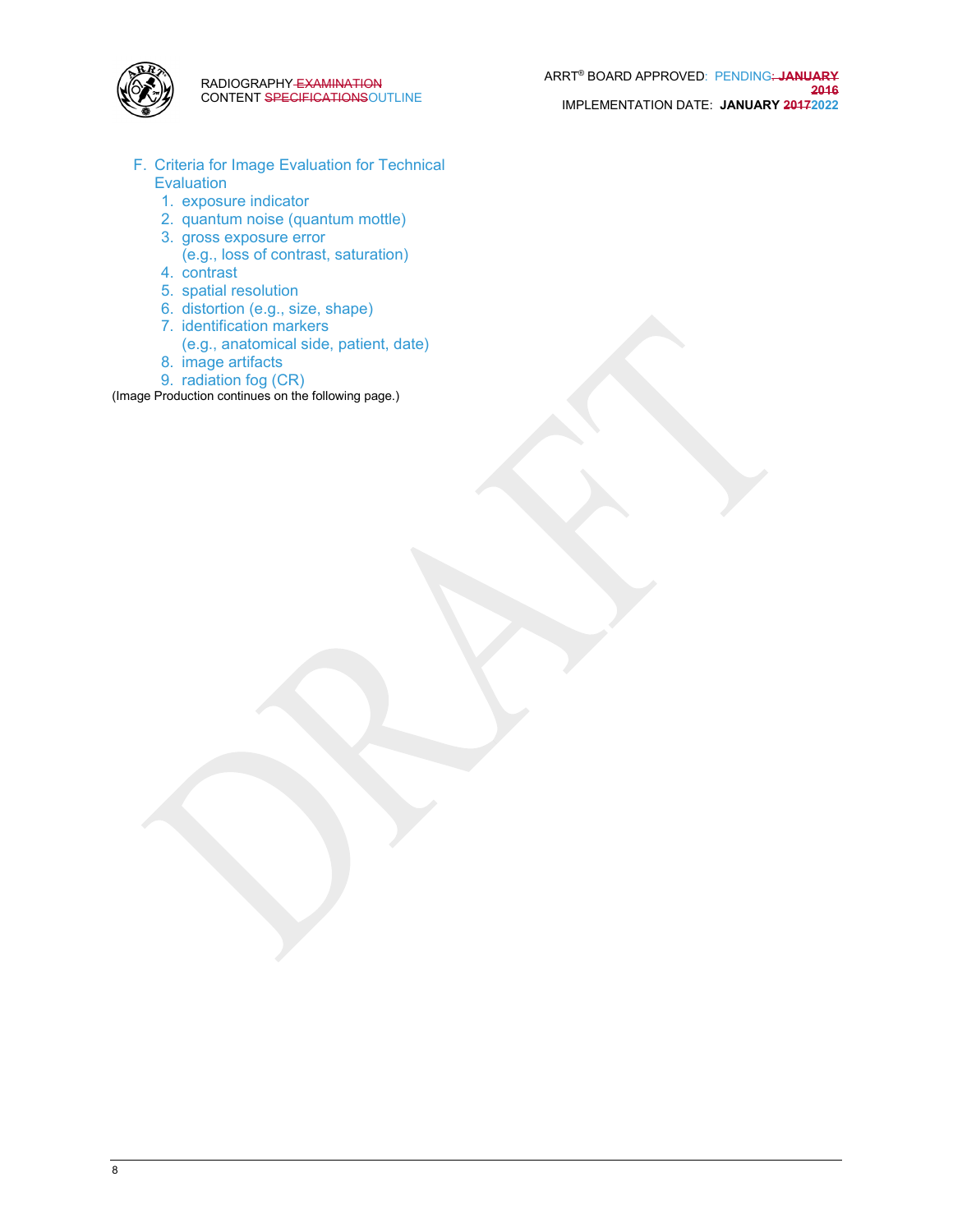F. Criteria for Image Evaluation for Technical Evaluation
   1. exposure indicator
   2. quantum noise (quantum mottle)
   3. gross exposure error (e.g., loss of contrast, saturation)
   4. contrast
   5. spatial resolution
   6. distortion (e.g., size, shape)
   7. identification markers (e.g., anatomical side, patient, date)
   8. image artifacts
   9. radiation fog (CR)

(Image Production continues on the following page.)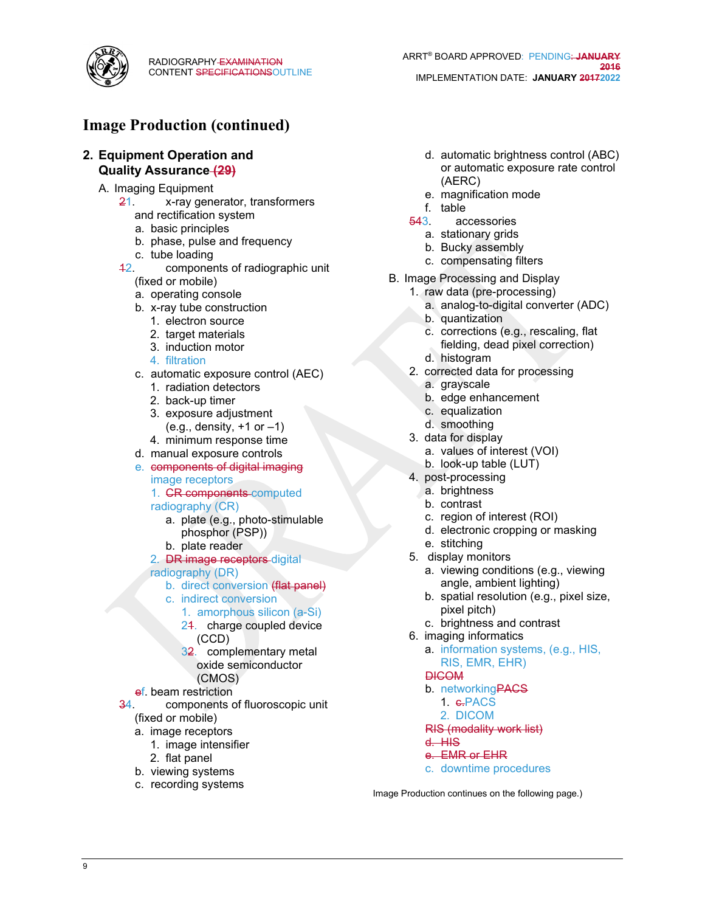# Image Production (continued)

## 2. Equipment Operation and Quality Assurance ~~(29)~~

- A. Imaging Equipment
  - ~~2~~1. x-ray generator, transformers and rectification system
    - a. basic principles
    - b. phase, pulse and frequency
    - c. tube loading
  - ~~1~~2. components of radiographic unit (fixed or mobile)
    - a. operating console
    - b. x-ray tube construction
      - 1. electron source
      - 2. target materials
      - 3. induction motor
      - 4. filtration
    - c. automatic exposure control (AEC)
      - 1. radiation detectors
      - 2. back-up timer
      - 3. exposure adjustment (e.g., density, +1 or –1)
      - 4. minimum response time
    - d. manual exposure controls
    - e. ~~components of digital imaging~~ image receptors
      - 1. ~~CR components~~ computed radiography (CR)
        - a. plate (e.g., photo-stimulable phosphor (PSP))
        - b. plate reader
      - 2. ~~DR image receptors~~ digital radiography (DR)
        - b. direct conversion ~~(flat panel)~~
        - c. indirect conversion
          - 1. amorphous silicon (a-Si)
          - 2~~1~~. charge coupled device (CCD)
          - 3~~2~~. complementary metal oxide semiconductor (CMOS)
    - ~~e~~f. beam restriction
  - ~~3~~4. components of fluoroscopic unit (fixed or mobile)
    - a. image receptors
      - 1. image intensifier
      - 2. flat panel
    - b. viewing systems
    - c. recording systems
    - d. automatic brightness control (ABC) or automatic exposure rate control (AERC)
    - e. magnification mode
    - f. table
  - ~~54~~3. accessories
    - a. stationary grids
    - b. Bucky assembly
    - c. compensating filters
- B. Image Processing and Display
  - 1. raw data (pre-processing)
    - a. analog-to-digital converter (ADC)
    - b. quantization
    - c. corrections (e.g., rescaling, flat fielding, dead pixel correction)
    - d. histogram
  - 2. corrected data for processing
    - a. grayscale
    - b. edge enhancement
    - c. equalization
    - d. smoothing
  - 3. data for display
    - a. values of interest (VOI)
    - b. look-up table (LUT)
  - 4. post-processing
    - a. brightness
    - b. contrast
    - c. region of interest (ROI)
    - d. electronic cropping or masking
    - e. stitching
  - 5. display monitors
    - a. viewing conditions (e.g., viewing angle, ambient lighting)
    - b. spatial resolution (e.g., pixel size, pixel pitch)
    - c. brightness and contrast
  - 6. imaging informatics
    - a. information systems, (e.g., HIS, RIS, EMR, EHR)
    - ~~DICOM~~
    - b. networking~~PACS~~
      - 1. ~~c.~~PACS
      - 2. DICOM
    - ~~RIS (modality work list)~~
    - ~~d. HIS~~
    - ~~e. EMR or EHR~~
    - c. downtime procedures

Image Production continues on the following page.)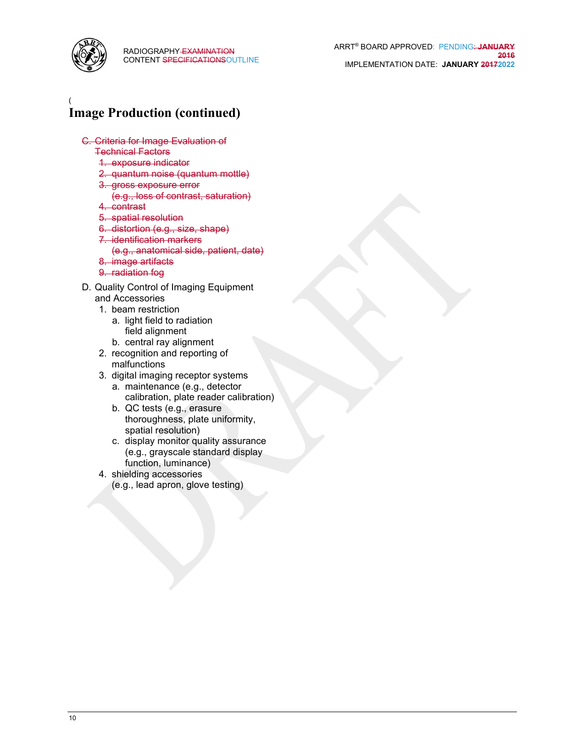(

# Image Production (continued)

~~C. Criteria for Image Evaluation of Technical Factors~~
   ~~1. exposure indicator~~
   ~~2. quantum noise (quantum mottle)~~
   ~~3. gross exposure error (e.g., loss of contrast, saturation)~~
   ~~4. contrast~~
   ~~5. spatial resolution~~
   ~~6. distortion (e.g., size, shape)~~
   ~~7. identification markers (e.g., anatomical side, patient, date)~~
   ~~8. image artifacts~~
   ~~9. radiation fog~~

D. Quality Control of Imaging Equipment and Accessories
   1. beam restriction
      a. light field to radiation field alignment
      b. central ray alignment
   2. recognition and reporting of malfunctions
   3. digital imaging receptor systems
      a. maintenance (e.g., detector calibration, plate reader calibration)
      b. QC tests (e.g., erasure thoroughness, plate uniformity, spatial resolution)
      c. display monitor quality assurance (e.g., grayscale standard display function, luminance)
   4. shielding accessories (e.g., lead apron, glove testing)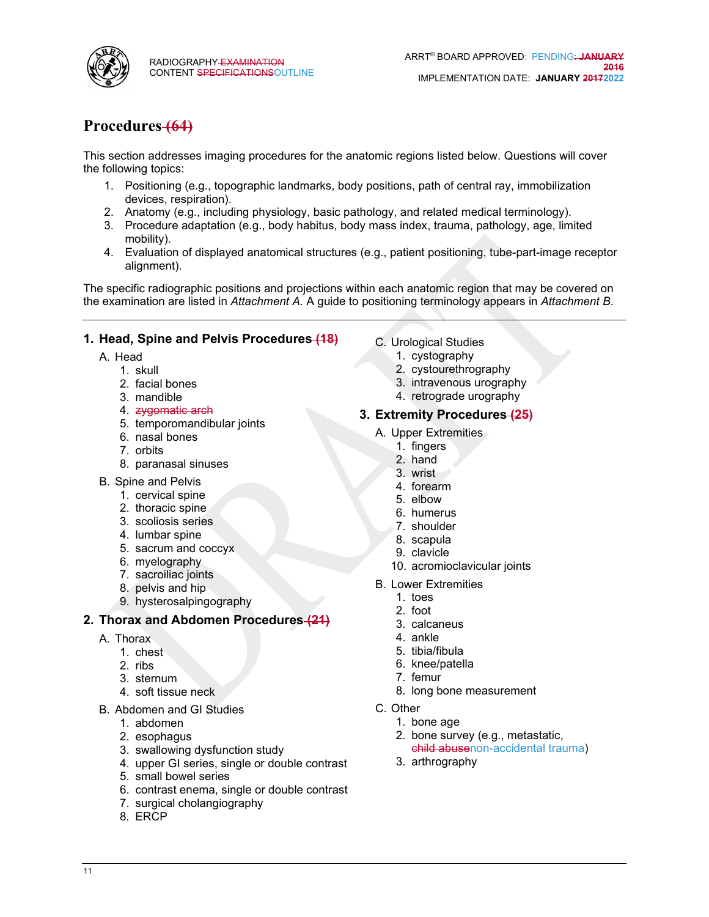# Procedures ~~(64)~~

This section addresses imaging procedures for the anatomic regions listed below. Questions will cover the following topics:

1. Positioning (e.g., topographic landmarks, body positions, path of central ray, immobilization devices, respiration).
2. Anatomy (e.g., including physiology, basic pathology, and related medical terminology).
3. Procedure adaptation (e.g., body habitus, body mass index, trauma, pathology, age, limited mobility).
4. Evaluation of displayed anatomical structures (e.g., patient positioning, tube-part-image receptor alignment).

The specific radiographic positions and projections within each anatomic region that may be covered on the examination are listed in *Attachment A*. A guide to positioning terminology appears in *Attachment B*.

---

## 1. Head, Spine and Pelvis Procedures ~~(18)~~

A. Head
   1. skull
   2. facial bones
   3. mandible
   4. ~~zygomatic arch~~
   5. temporomandibular joints
   6. nasal bones
   7. orbits
   8. paranasal sinuses

B. Spine and Pelvis
   1. cervical spine
   2. thoracic spine
   3. scoliosis series
   4. lumbar spine
   5. sacrum and coccyx
   6. myelography
   7. sacroiliac joints
   8. pelvis and hip
   9. hysterosalpingography

## 2. Thorax and Abdomen Procedures ~~(21)~~

A. Thorax
   1. chest
   2. ribs
   3. sternum
   4. soft tissue neck

B. Abdomen and GI Studies
   1. abdomen
   2. esophagus
   3. swallowing dysfunction study
   4. upper GI series, single or double contrast
   5. small bowel series
   6. contrast enema, single or double contrast
   7. surgical cholangiography
   8. ERCP

C. Urological Studies
   1. cystography
   2. cystourethrography
   3. intravenous urography
   4. retrograde urography

## 3. Extremity Procedures ~~(25)~~

A. Upper Extremities
   1. fingers
   2. hand
   3. wrist
   4. forearm
   5. elbow
   6. humerus
   7. shoulder
   8. scapula
   9. clavicle
   10. acromioclavicular joints

B. Lower Extremities
   1. toes
   2. foot
   3. calcaneus
   4. ankle
   5. tibia/fibula
   6. knee/patella
   7. femur
   8. long bone measurement

C. Other
   1. bone age
   2. bone survey (e.g., metastatic, ~~child abuse~~non-accidental trauma)
   3. arthrography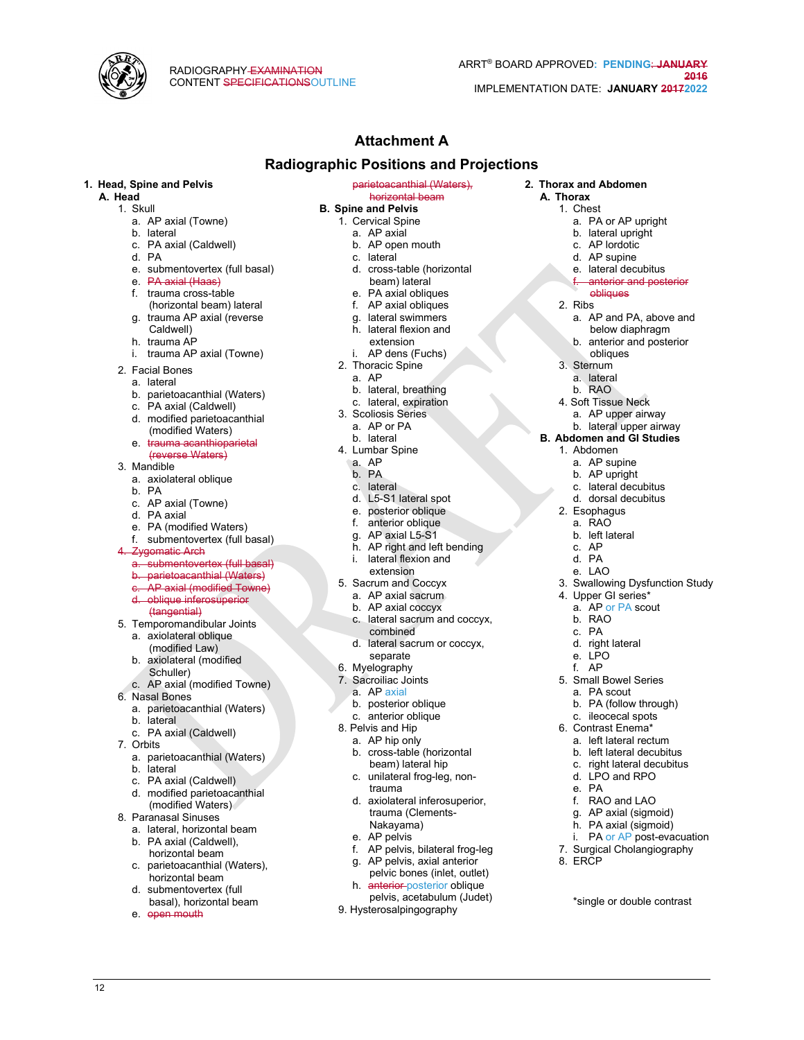# Attachment A

## Radiographic Positions and Projections

**1. Head, Spine and Pelvis**

**A. Head**

1. Skull
   a. AP axial (Towne)
   b. lateral
   c. PA axial (Caldwell)
   d. PA
   e. submentovertex (full basal)
   e. ~~PA axial (Haas)~~
   f. trauma cross-table (horizontal beam) lateral
   g. trauma AP axial (reverse Caldwell)
   h. trauma AP
   i. trauma AP axial (Towne)
2. Facial Bones
   a. lateral
   b. parietoacanthial (Waters)
   c. PA axial (Caldwell)
   d. modified parietoacanthial (modified Waters)
   e. ~~trauma acanthioparietal (reverse Waters)~~
3. Mandible
   a. axiolateral oblique
   b. PA
   c. AP axial (Towne)
   d. PA axial
   e. PA (modified Waters)
   f. submentovertex (full basal)
4. ~~Zygomatic Arch~~
   a. ~~submentovertex (full basal)~~
   b. ~~parietoacanthial (Waters)~~
   c. ~~AP axial (modified Towne)~~
   d. ~~oblique inferosuperior (tangential)~~
5. Temporomandibular Joints
   a. axiolateral oblique (modified Law)
   b. axiolateral (modified Schuller)
   c. AP axial (modified Towne)
6. Nasal Bones
   a. parietoacanthial (Waters)
   b. lateral
   c. PA axial (Caldwell)
7. Orbits
   a. parietoacanthial (Waters)
   b. lateral
   c. PA axial (Caldwell)
   d. modified parietoacanthial (modified Waters)
8. Paranasal Sinuses
   a. lateral, horizontal beam
   b. PA axial (Caldwell), horizontal beam
   c. parietoacanthial (Waters), horizontal beam
   d. submentovertex (full basal), horizontal beam
   e. ~~open mouth parietoacanthial (Waters), horizontal beam~~

**B. Spine and Pelvis**

1. Cervical Spine
   a. AP axial
   b. AP open mouth
   c. lateral
   d. cross-table (horizontal beam) lateral
   e. PA axial obliques
   f. AP axial obliques
   g. lateral swimmers
   h. lateral flexion and extension
   i. AP dens (Fuchs)
2. Thoracic Spine
   a. AP
   b. lateral, breathing
   c. lateral, expiration
3. Scoliosis Series
   a. AP or PA
   b. lateral
4. Lumbar Spine
   a. AP
   b. PA
   c. lateral
   d. L5-S1 lateral spot
   e. posterior oblique
   f. anterior oblique
   g. AP axial L5-S1
   h. AP right and left bending
   i. lateral flexion and extension
5. Sacrum and Coccyx
   a. AP axial sacrum
   b. AP axial coccyx
   c. lateral sacrum and coccyx, combined
   d. lateral sacrum or coccyx, separate
6. Myelography
7. Sacroiliac Joints
   a. AP axial
   b. posterior oblique
   c. anterior oblique
8. Pelvis and Hip
   a. AP hip only
   b. cross-table (horizontal beam) lateral hip
   c. unilateral frog-leg, non-trauma
   d. axiolateral inferosuperior, trauma (Clements-Nakayama)
   e. AP pelvis
   f. AP pelvis, bilateral frog-leg
   g. AP pelvis, axial anterior pelvic bones (inlet, outlet)
   h. ~~anterior~~ posterior oblique pelvis, acetabulum (Judet)
9. Hysterosalpingography

**2. Thorax and Abdomen**

**A. Thorax**

1. Chest
   a. PA or AP upright
   b. lateral upright
   c. AP lordotic
   d. AP supine
   e. lateral decubitus
   f. ~~anterior and posterior obliques~~
2. Ribs
   a. AP and PA, above and below diaphragm
   b. anterior and posterior obliques
3. Sternum
   a. lateral
   b. RAO
4. Soft Tissue Neck
   a. AP upper airway
   b. lateral upper airway

**B. Abdomen and GI Studies**

1. Abdomen
   a. AP supine
   b. AP upright
   c. lateral decubitus
   d. dorsal decubitus
2. Esophagus
   a. RAO
   b. left lateral
   c. AP
   d. PA
   e. LAO
3. Swallowing Dysfunction Study
4. Upper GI series*
   a. AP or PA scout
   b. RAO
   c. PA
   d. right lateral
   e. LPO
   f. AP
5. Small Bowel Series
   a. PA scout
   b. PA (follow through)
   c. ileocecal spots
6. Contrast Enema*
   a. left lateral rectum
   b. left lateral decubitus
   c. right lateral decubitus
   d. LPO and RPO
   e. PA
   f. RAO and LAO
   g. AP axial (sigmoid)
   h. PA axial (sigmoid)
   i. PA or AP post-evacuation
7. Surgical Cholangiography
8. ERCP

*single or double contrast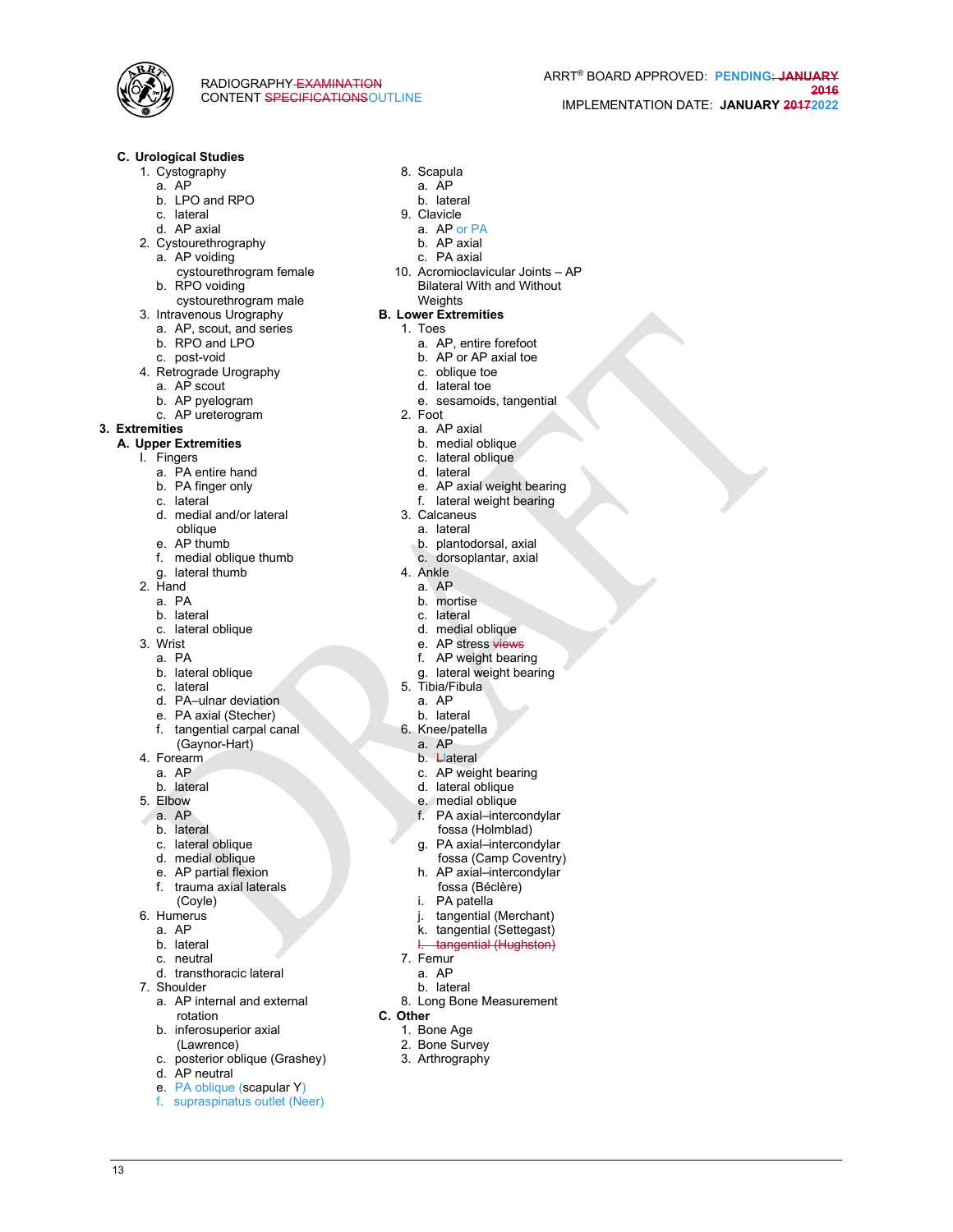C. **Urological Studies**
   1. Cystography
      a. AP
      b. LPO and RPO
      c. lateral
      d. AP axial
   2. Cystourethrography
      a. AP voiding cystourethrogram female
      b. RPO voiding cystourethrogram male
   3. Intravenous Urography
      a. AP, scout, and series
      b. RPO and LPO
      c. post-void
   4. Retrograde Urography
      a. AP scout
      b. AP pyelogram
      c. AP ureterogram

3. **Extremities**

A. **Upper Extremities**
   1. Fingers
      a. PA entire hand
      b. PA finger only
      c. lateral
      d. medial and/or lateral oblique
      e. AP thumb
      f. medial oblique thumb
      g. lateral thumb
   2. Hand
      a. PA
      b. lateral
      c. lateral oblique
   3. Wrist
      a. PA
      b. lateral oblique
      c. lateral
      d. PA–ulnar deviation
      e. PA axial (Stecher)
      f. tangential carpal canal (Gaynor-Hart)
   4. Forearm
      a. AP
      b. lateral
   5. Elbow
      a. AP
      b. lateral
      c. lateral oblique
      d. medial oblique
      e. AP partial flexion
      f. trauma axial laterals (Coyle)
   6. Humerus
      a. AP
      b. lateral
      c. neutral
      d. transthoracic lateral
   7. Shoulder
      a. AP internal and external rotation
      b. inferosuperior axial (Lawrence)
      c. posterior oblique (Grashey)
      d. AP neutral
      e. PA oblique (scapular Y)
      f. supraspinatus outlet (Neer)
   8. Scapula
      a. AP
      b. lateral
   9. Clavicle
      a. AP or PA
      b. AP axial
      c. PA axial
   10. Acromioclavicular Joints – AP Bilateral With and Without Weights

B. **Lower Extremities**
   1. Toes
      a. AP, entire forefoot
      b. AP or AP axial toe
      c. oblique toe
      d. lateral toe
      e. sesamoids, tangential
   2. Foot
      a. AP axial
      b. medial oblique
      c. lateral oblique
      d. lateral
      e. AP axial weight bearing
      f. lateral weight bearing
   3. Calcaneus
      a. lateral
      b. plantodorsal, axial
      c. dorsoplantar, axial
   4. Ankle
      a. AP
      b. mortise
      c. lateral
      d. medial oblique
      e. AP stress ~~views~~
      f. AP weight bearing
      g. lateral weight bearing
   5. Tibia/Fibula
      a. AP
      b. lateral
   6. Knee/patella
      a. AP
      b. ~~L~~lateral
      c. AP weight bearing
      d. lateral oblique
      e. medial oblique
      f. PA axial–intercondylar fossa (Holmblad)
      g. PA axial–intercondylar fossa (Camp Coventry)
      h. AP axial–intercondylar fossa (Béclère)
      i. PA patella
      j. tangential (Merchant)
      k. tangential (Settegast)
      ~~l. tangential (Hughston)~~
   7. Femur
      a. AP
      b. lateral
   8. Long Bone Measurement

C. **Other**
   1. Bone Age
   2. Bone Survey
   3. Arthrography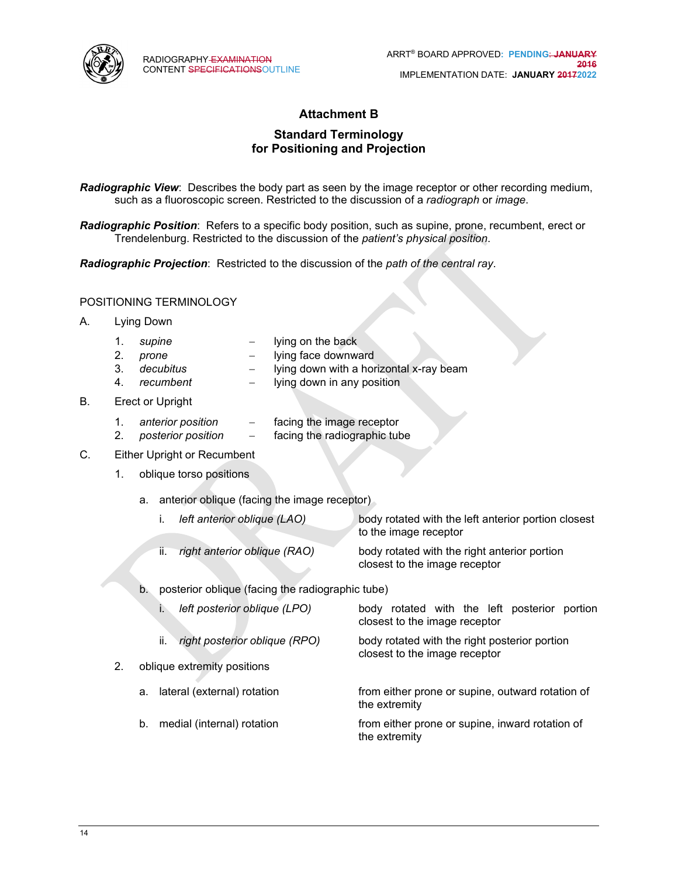# Attachment B

## Standard Terminology for Positioning and Projection

***Radiographic View***: Describes the body part as seen by the image receptor or other recording medium, such as a fluoroscopic screen. Restricted to the discussion of a *radiograph* or *image*.

***Radiographic Position***: Refers to a specific body position, such as supine, prone, recumbent, erect or Trendelenburg. Restricted to the discussion of the *patient's physical position*.

***Radiographic Projection***: Restricted to the discussion of the *path of the central ray*.

POSITIONING TERMINOLOGY

A. Lying Down

1. *supine* – lying on the back
2. *prone* – lying face downward
3. *decubitus* – lying down with a horizontal x-ray beam
4. *recumbent* – lying down in any position

B. Erect or Upright

1. *anterior position* – facing the image receptor
2. *posterior position* – facing the radiographic tube

C. Either Upright or Recumbent

1. oblique torso positions

   a. anterior oblique (facing the image receptor)

      i. *left anterior oblique (LAO)* — body rotated with the left anterior portion closest to the image receptor

      ii. *right anterior oblique (RAO)* — body rotated with the right anterior portion closest to the image receptor

   b. posterior oblique (facing the radiographic tube)

      i. *left posterior oblique (LPO)* — body rotated with the left posterior portion closest to the image receptor

      ii. *right posterior oblique (RPO)* — body rotated with the right posterior portion closest to the image receptor

2. oblique extremity positions

   a. lateral (external) rotation — from either prone or supine, outward rotation of the extremity

   b. medial (internal) rotation — from either prone or supine, inward rotation of the extremity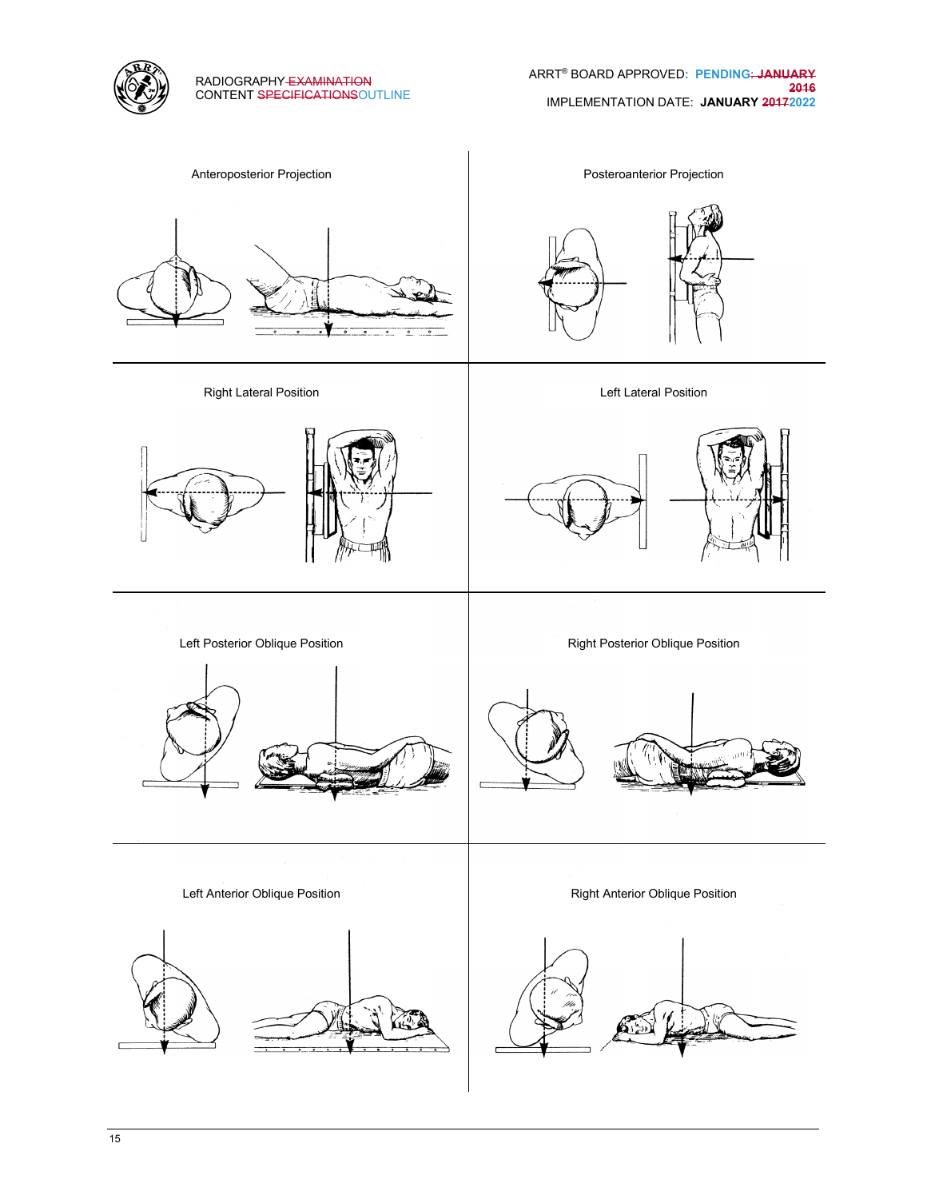Anteroposterior Projection

Posteroanterior Projection

Right Lateral Position

Left Lateral Position

Left Posterior Oblique Position

Right Posterior Oblique Position

Left Anterior Oblique Position

Right Anterior Oblique Position